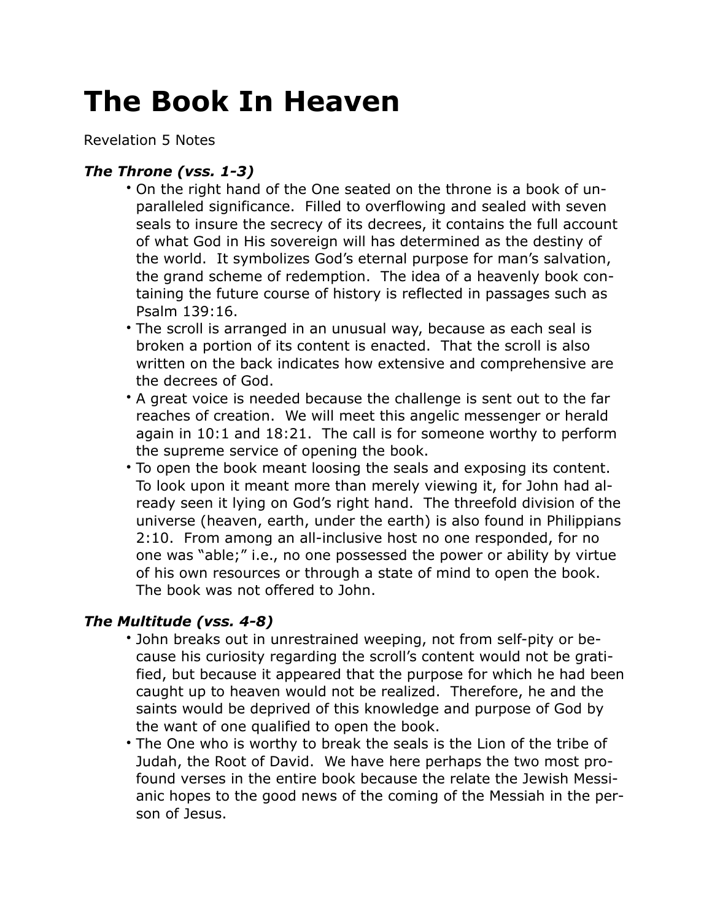# The Book In Heaven

Revelation 5 Notes

### *The Throne (vss. 1-3)*

- On the right hand of the One seated on the throne is a book of unparalleled significance. Filled to overflowing and sealed with seven seals to insure the secrecy of its decrees, it contains the full account of what God in His sovereign will has determined as the destiny of the world. It symbolizes God's eternal purpose for man's salvation, the grand scheme of redemption. The idea of a heavenly book containing the future course of history is reflected in passages such as Psalm 139:16.
- The scroll is arranged in an unusual way, because as each seal is broken a portion of its content is enacted. That the scroll is also written on the back indicates how extensive and comprehensive are the decrees of God.
- A great voice is needed because the challenge is sent out to the far reaches of creation. We will meet this angelic messenger or herald again in 10:1 and 18:21. The call is for someone worthy to perform the supreme service of opening the book.
- To open the book meant loosing the seals and exposing its content. To look upon it meant more than merely viewing it, for John had already seen it lying on God's right hand. The threefold division of the universe (heaven, earth, under the earth) is also found in Philippians 2:10. From among an all-inclusive host no one responded, for no one was "able;" i.e., no one possessed the power or ability by virtue of his own resources or through a state of mind to open the book. The book was not offered to John.

### *The Multitude (vss. 4-8)*

- John breaks out in unrestrained weeping, not from self-pity or because his curiosity regarding the scroll's content would not be gratified, but because it appeared that the purpose for which he had been caught up to heaven would not be realized. Therefore, he and the saints would be deprived of this knowledge and purpose of God by the want of one qualified to open the book.
- The One who is worthy to break the seals is the Lion of the tribe of Judah, the Root of David. We have here perhaps the two most profound verses in the entire book because the relate the Jewish Messianic hopes to the good news of the coming of the Messiah in the person of Jesus.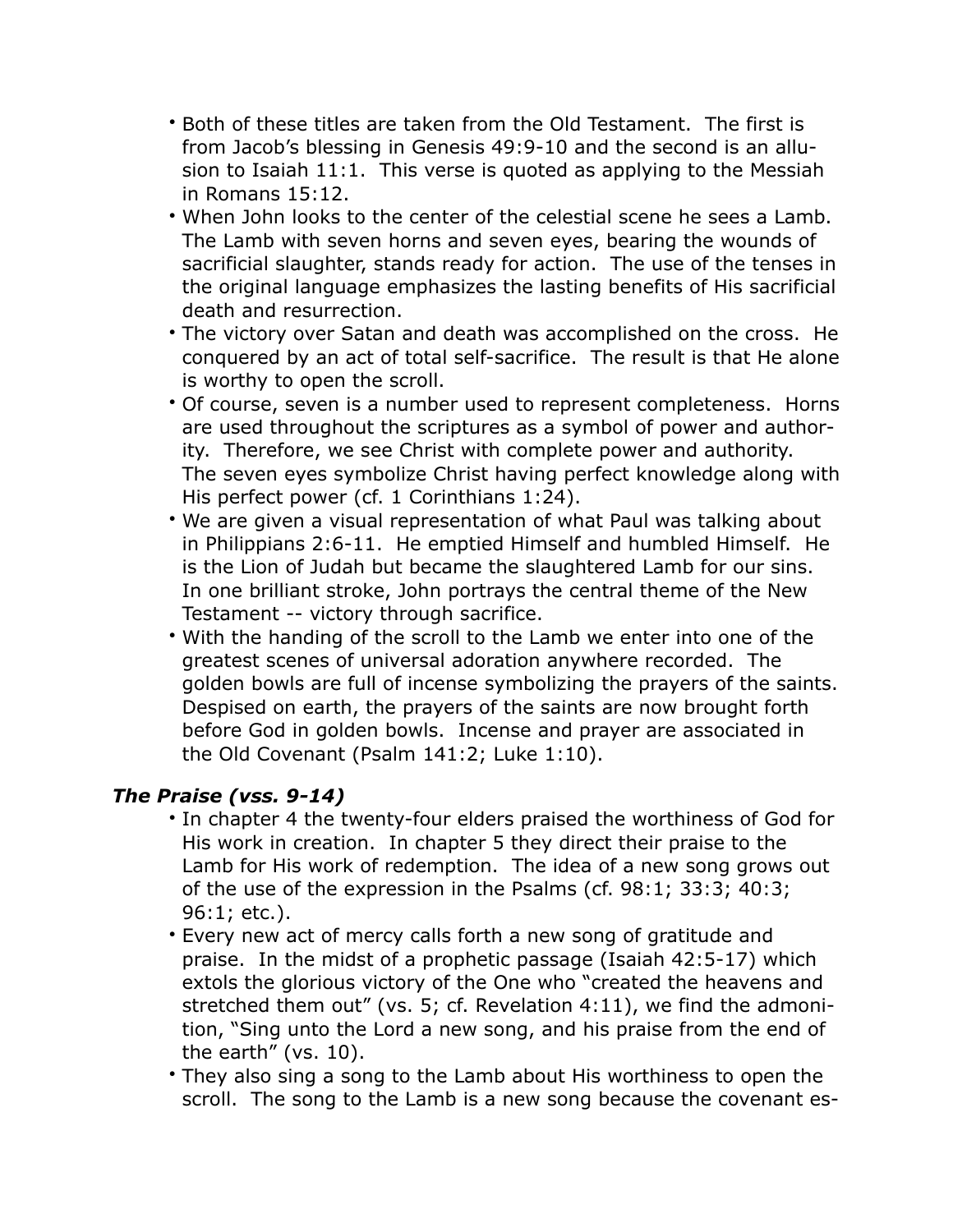- Both of these titles are taken from the Old Testament. The first is from Jacob's blessing in Genesis 49:9-10 and the second is an allusion to Isaiah 11:1. This verse is quoted as applying to the Messiah in Romans 15:12.
- When John looks to the center of the celestial scene he sees a Lamb. The Lamb with seven horns and seven eyes, bearing the wounds of sacrificial slaughter, stands ready for action. The use of the tenses in the original language emphasizes the lasting benefits of His sacrificial death and resurrection.
- The victory over Satan and death was accomplished on the cross. He conquered by an act of total self-sacrifice. The result is that He alone is worthy to open the scroll.
- Of course, seven is a number used to represent completeness. Horns are used throughout the scriptures as a symbol of power and authority. Therefore, we see Christ with complete power and authority. The seven eyes symbolize Christ having perfect knowledge along with His perfect power (cf. 1 Corinthians 1:24).
- We are given a visual representation of what Paul was talking about in Philippians 2:6-11. He emptied Himself and humbled Himself. He is the Lion of Judah but became the slaughtered Lamb for our sins. In one brilliant stroke, John portrays the central theme of the New Testament -- victory through sacrifice.
- With the handing of the scroll to the Lamb we enter into one of the greatest scenes of universal adoration anywhere recorded. The golden bowls are full of incense symbolizing the prayers of the saints. Despised on earth, the prayers of the saints are now brought forth before God in golden bowls. Incense and prayer are associated in the Old Covenant (Psalm 141:2; Luke 1:10).

### *The Praise (vss. 9-14)*

- In chapter 4 the twenty-four elders praised the worthiness of God for His work in creation. In chapter 5 they direct their praise to the Lamb for His work of redemption. The idea of a new song grows out of the use of the expression in the Psalms (cf. 98:1; 33:3; 40:3; 96:1; etc.).
- Every new act of mercy calls forth a new song of gratitude and praise. In the midst of a prophetic passage (Isaiah 42:5-17) which extols the glorious victory of the One who "created the heavens and stretched them out" (vs. 5; cf. Revelation 4:11), we find the admonition, "Sing unto the Lord a new song, and his praise from the end of the earth" (vs. 10).
- They also sing a song to the Lamb about His worthiness to open the scroll. The song to the Lamb is a new song because the covenant es-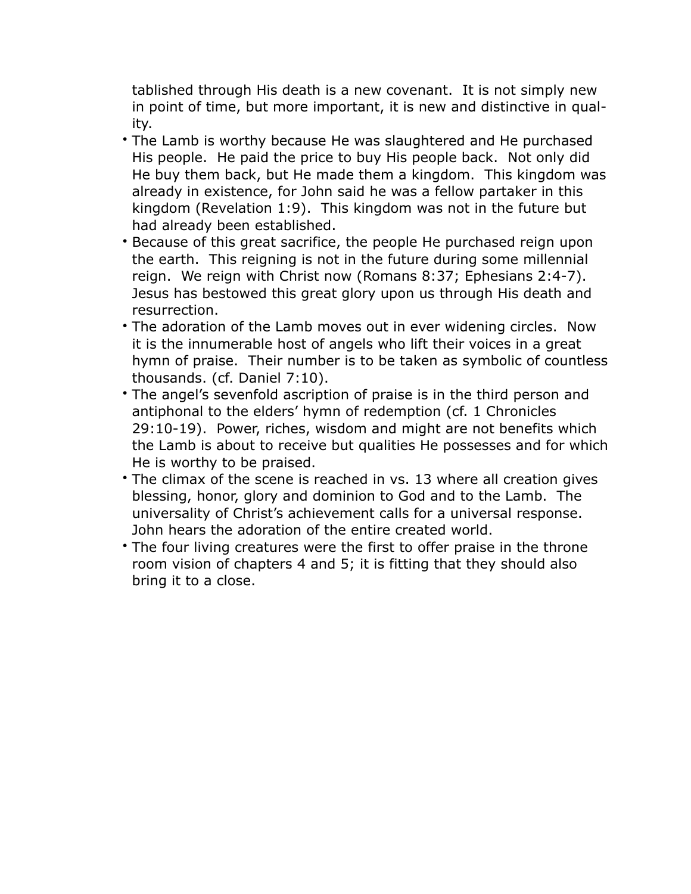tablished through His death is a new covenant. It is not simply new in point of time, but more important, it is new and distinctive in quality.

- The Lamb is worthy because He was slaughtered and He purchased His people. He paid the price to buy His people back. Not only did He buy them back, but He made them a kingdom. This kingdom was already in existence, for John said he was a fellow partaker in this kingdom (Revelation 1:9). This kingdom was not in the future but had already been established.
- Because of this great sacrifice, the people He purchased reign upon the earth. This reigning is not in the future during some millennial reign. We reign with Christ now (Romans 8:37; Ephesians 2:4-7). Jesus has bestowed this great glory upon us through His death and resurrection.
- The adoration of the Lamb moves out in ever widening circles. Now it is the innumerable host of angels who lift their voices in a great hymn of praise. Their number is to be taken as symbolic of countless thousands. (cf. Daniel 7:10).
- The angel's sevenfold ascription of praise is in the third person and antiphonal to the elders' hymn of redemption (cf. 1 Chronicles 29:10-19). Power, riches, wisdom and might are not benefits which the Lamb is about to receive but qualities He possesses and for which He is worthy to be praised.
- The climax of the scene is reached in vs. 13 where all creation gives blessing, honor, glory and dominion to God and to the Lamb. The universality of Christ's achievement calls for a universal response. John hears the adoration of the entire created world.
- The four living creatures were the first to offer praise in the throne room vision of chapters 4 and 5; it is fitting that they should also bring it to a close.